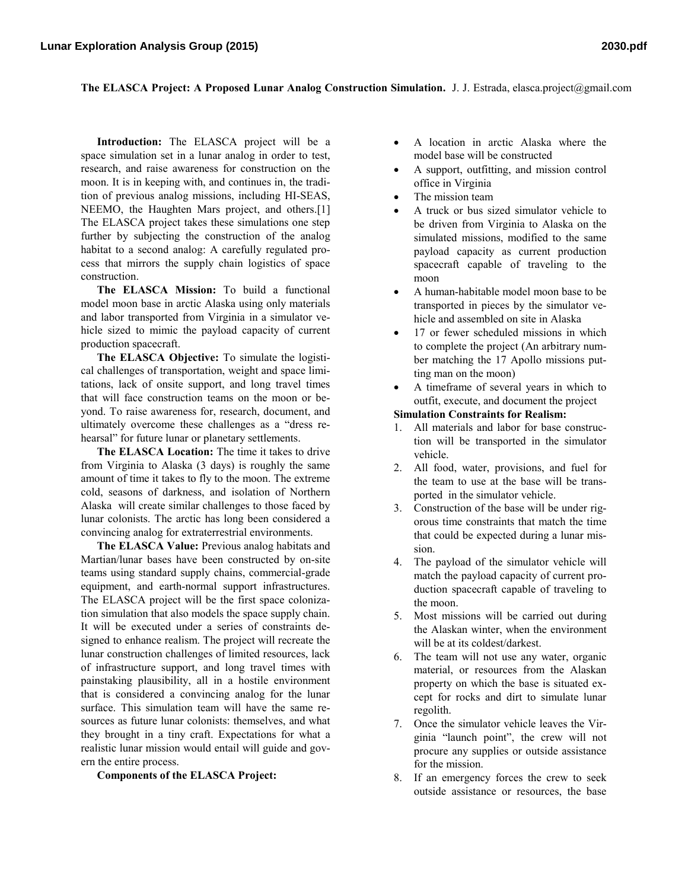**The ELASCA Project: A Proposed Lunar Analog Construction Simulation.** J. J. Estrada, elasca.project@gmail.com

**Introduction:** The ELASCA project will be a space simulation set in a lunar analog in order to test, research, and raise awareness for construction on the moon. It is in keeping with, and continues in, the tradition of previous analog missions, including HI-SEAS, NEEMO, the Haughten Mars project, and others.[1] The ELASCA project takes these simulations one step further by subjecting the construction of the analog habitat to a second analog: A carefully regulated process that mirrors the supply chain logistics of space construction.

**The ELASCA Mission:** To build a functional model moon base in arctic Alaska using only materials and labor transported from Virginia in a simulator vehicle sized to mimic the payload capacity of current production spacecraft.

**The ELASCA Objective:** To simulate the logistical challenges of transportation, weight and space limitations, lack of onsite support, and long travel times that will face construction teams on the moon or beyond. To raise awareness for, research, document, and ultimately overcome these challenges as a "dress rehearsal" for future lunar or planetary settlements.

**The ELASCA Location:** The time it takes to drive from Virginia to Alaska (3 days) is roughly the same amount of time it takes to fly to the moon. The extreme cold, seasons of darkness, and isolation of Northern Alaska will create similar challenges to those faced by lunar colonists. The arctic has long been considered a convincing analog for extraterrestrial environments.

**The ELASCA Value:** Previous analog habitats and Martian/lunar bases have been constructed by on-site teams using standard supply chains, commercial-grade equipment, and earth-normal support infrastructures. The ELASCA project will be the first space colonization simulation that also models the space supply chain. It will be executed under a series of constraints designed to enhance realism. The project will recreate the lunar construction challenges of limited resources, lack of infrastructure support, and long travel times with painstaking plausibility, all in a hostile environment that is considered a convincing analog for the lunar surface. This simulation team will have the same resources as future lunar colonists: themselves, and what they brought in a tiny craft. Expectations for what a realistic lunar mission would entail will guide and govern the entire process.

**Components of the ELASCA Project:**

- A location in arctic Alaska where the model base will be constructed
- A support, outfitting, and mission control office in Virginia
- The mission team
- A truck or bus sized simulator vehicle to be driven from Virginia to Alaska on the simulated missions, modified to the same payload capacity as current production spacecraft capable of traveling to the moon
- A human-habitable model moon base to be transported in pieces by the simulator vehicle and assembled on site in Alaska
- 17 or fewer scheduled missions in which to complete the project (An arbitrary number matching the 17 Apollo missions putting man on the moon)
- A timeframe of several years in which to outfit, execute, and document the project

**Simulation Constraints for Realism:**

1. All materials and labor for base construction will be transported in the simulator vehicle.
2. All food, water, provisions, and fuel for the team to use at the base will be transported in the simulator vehicle.
3. Construction of the base will be under rigorous time constraints that match the time that could be expected during a lunar mission.
4. The payload of the simulator vehicle will match the payload capacity of current production spacecraft capable of traveling to the moon.
5. Most missions will be carried out during the Alaskan winter, when the environment will be at its coldest/darkest.
6. The team will not use any water, organic material, or resources from the Alaskan property on which the base is situated except for rocks and dirt to simulate lunar regolith.
7. Once the simulator vehicle leaves the Virginia "launch point", the crew will not procure any supplies or outside assistance for the mission.
8. If an emergency forces the crew to seek outside assistance or resources, the base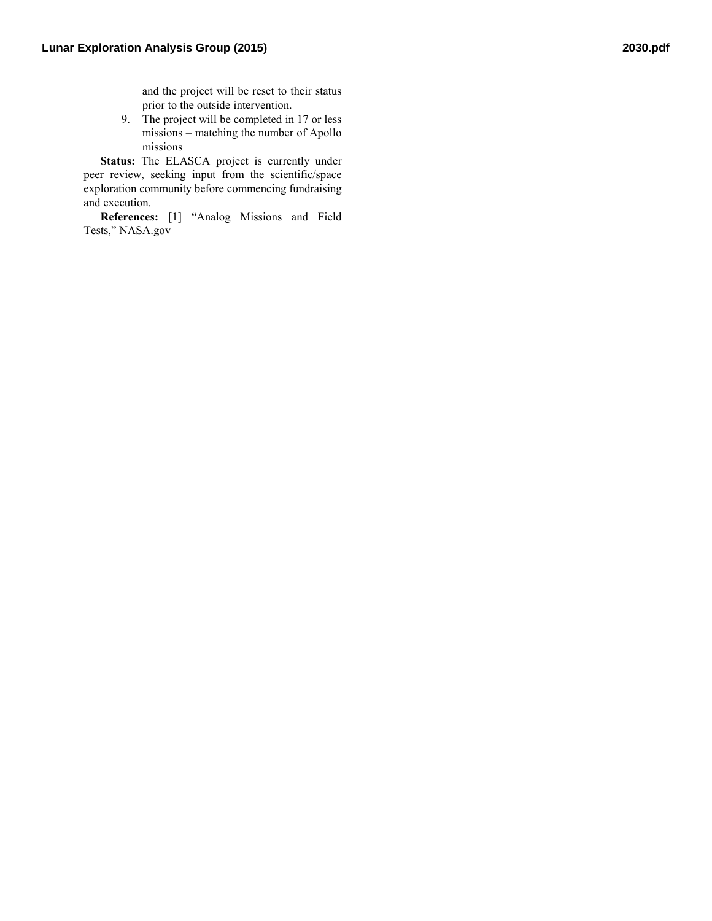and the project will be reset to their status prior to the outside intervention.

9. The project will be completed in 17 or less missions – matching the number of Apollo missions

**Status:** The ELASCA project is currently under peer review, seeking input from the scientific/space exploration community before commencing fundraising and execution.

**References:** [1] "Analog Missions and Field Tests," NASA.gov